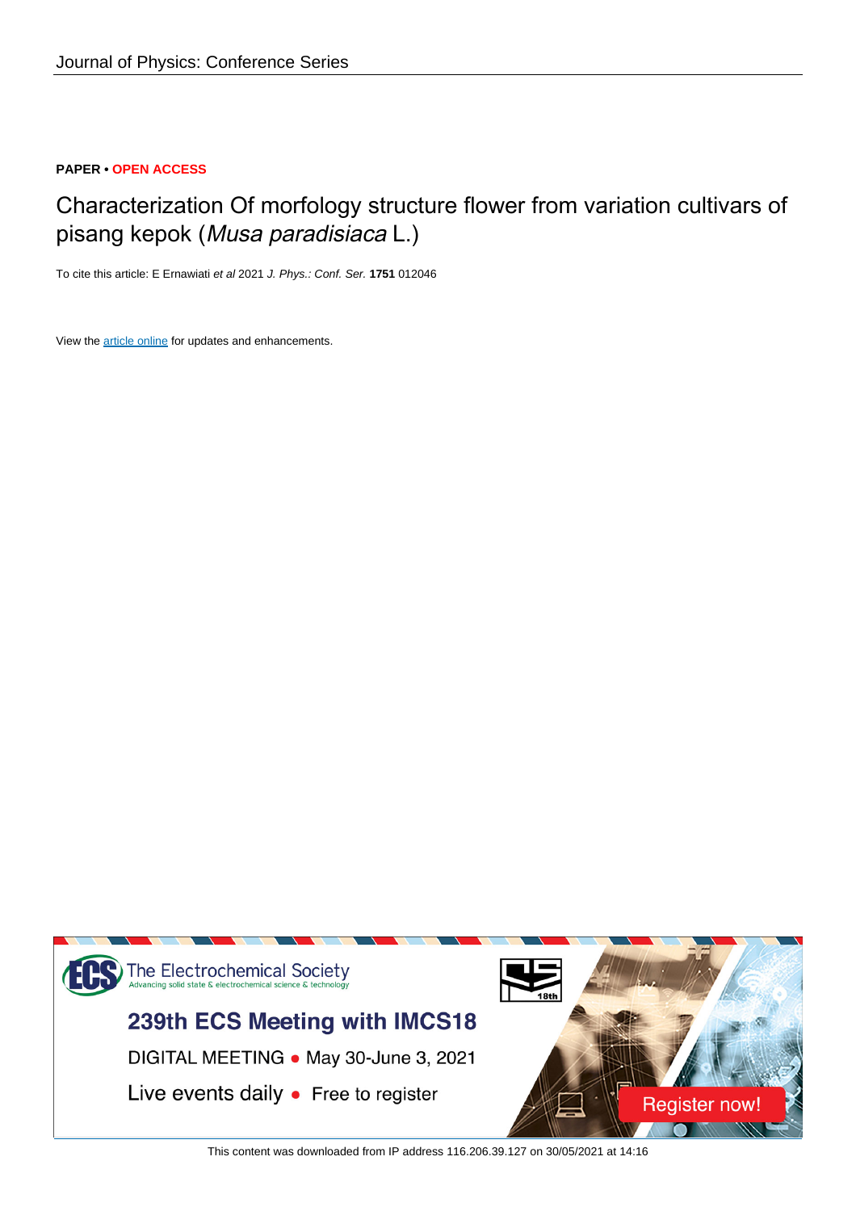Journal of Physics: Conference Series

**PAPER • OPEN ACCESS**

# Characterization Of morfology structure flower from variation cultivars of pisang kepok (*Musa paradisiaca* L.)

To cite this article: E Ernawiati *et al* 2021 *J. Phys.: Conf. Ser.* **1751** 012046

View the article online for updates and enhancements.

The Electrochemical Society
Advancing solid state & electrochemical science & technology

239th ECS Meeting with IMCS18

DIGITAL MEETING • May 30-June 3, 2021

Live events daily • Free to register

Register now!

This content was downloaded from IP address 116.206.39.127 on 30/05/2021 at 14:16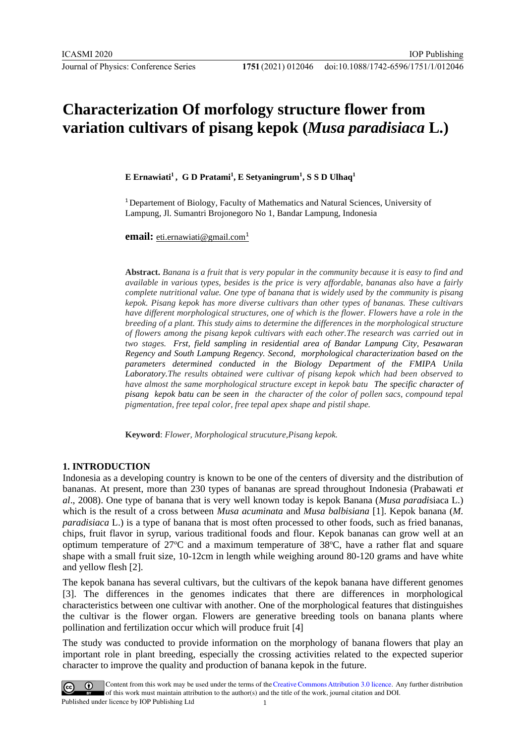# Characterization Of morfology structure flower from variation cultivars of pisang kepok (*Musa paradisiaca* L.)

**E Ernawiati[1], G D Pratami[1], E Setyaningrum[1], S S D Ulhaq[1]**

[1] Departement of Biology, Faculty of Mathematics and Natural Sciences, University of Lampung, Jl. Sumantri Brojonegoro No 1, Bandar Lampung, Indonesia

**email:** eti.ernawiati@gmail.com[1]

**Abstract.** *Banana is a fruit that is very popular in the community because it is easy to find and available in various types, besides is the price is very affordable, bananas also have a fairly complete nutritional value. One type of banana that is widely used by the community is pisang kepok. Pisang kepok has more diverse cultivars than other types of bananas. These cultivars have different morphological structures, one of which is the flower. Flowers have a role in the breeding of a plant. This study aims to determine the differences in the morphological structure of flowers among the pisang kepok cultivars with each other.The research was carried out in two stages. Frst, field sampling in residential area of Bandar Lampung City, Pesawaran Regency and South Lampung Regency. Second, morphological characterization based on the parameters determined conducted in the Biology Department of the FMIPA Unila Laboratory.The results obtained were cultivar of pisang kepok which had been observed to have almost the same morphological structure except in kepok batu The specific character of pisang kepok batu can be seen in the character of the color of pollen sacs, compound tepal pigmentation, free tepal color, free tepal apex shape and pistil shape.*

**Keyword**: *Flower, Morphological strucuture,Pisang kepok.*

## 1. INTRODUCTION

Indonesia as a developing country is known to be one of the centers of diversity and the distribution of bananas. At present, more than 230 types of bananas are spread throughout Indonesia (Prabawati *et al*., 2008). One type of banana that is very well known today is kepok Banana (*Musa paradisiaca* L.) which is the result of a cross between *Musa acuminata* and *Musa balbisiana* [1]. Kepok banana (*M. paradisiaca* L.) is a type of banana that is most often processed to other foods, such as fried bananas, chips, fruit flavor in syrup, various traditional foods and flour. Kepok bananas can grow well at an optimum temperature of 27°C and a maximum temperature of 38°C, have a rather flat and square shape with a small fruit size, 10-12cm in length while weighing around 80-120 grams and have white and yellow flesh [2].

The kepok banana has several cultivars, but the cultivars of the kepok banana have different genomes [3]. The differences in the genomes indicates that there are differences in morphological characteristics between one cultivar with another. One of the morphological features that distinguishes the cultivar is the flower organ. Flowers are generative breeding tools on banana plants where pollination and fertilization occur which will produce fruit [4]

The study was conducted to provide information on the morphology of banana flowers that play an important role in plant breeding, especially the crossing activities related to the expected superior character to improve the quality and production of banana kepok in the future.

Content from this work may be used under the terms of the Creative Commons Attribution 3.0 licence. Any further distribution of this work must maintain attribution to the author(s) and the title of the work, journal citation and DOI.
Published under licence by IOP Publishing Ltd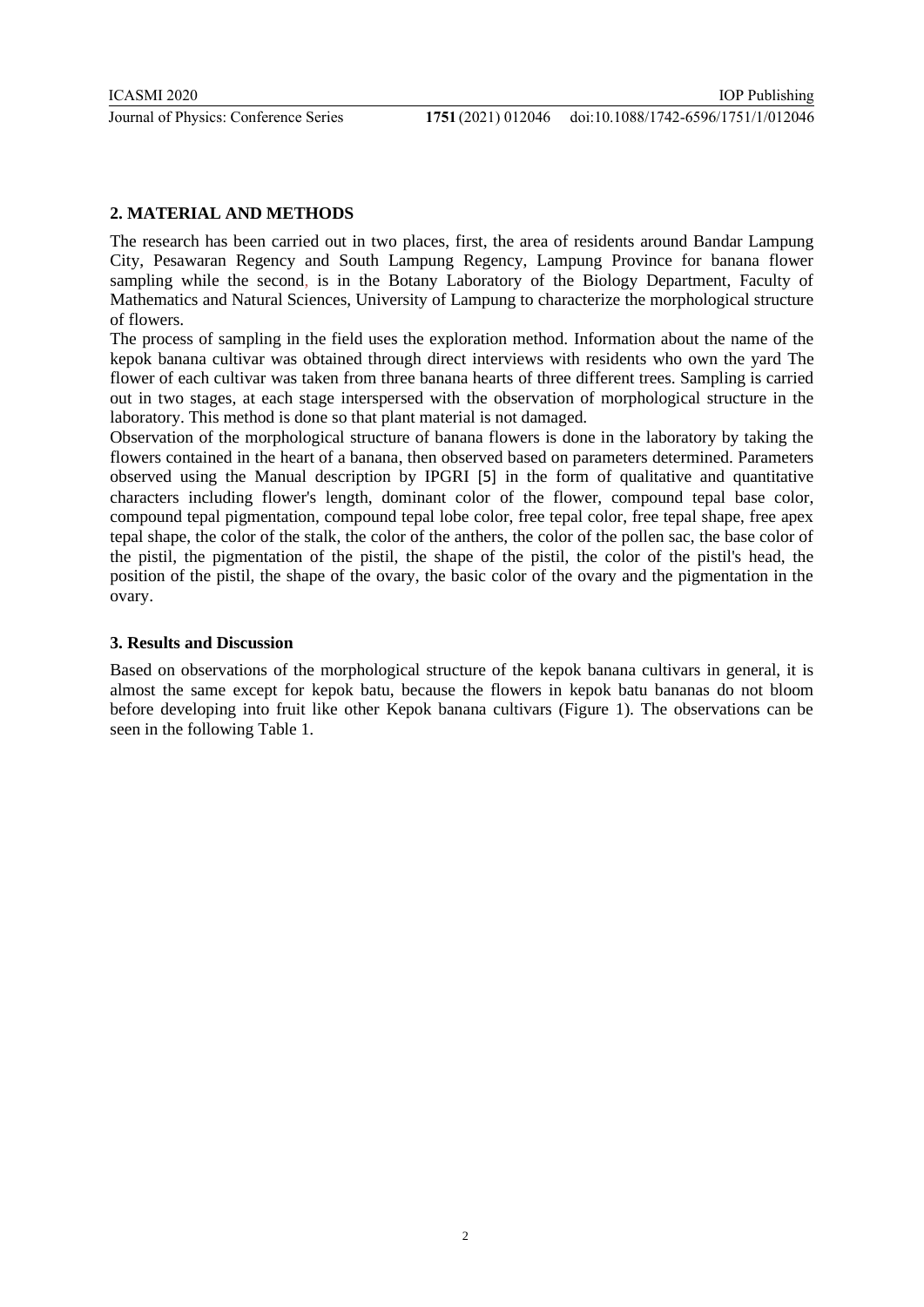## 2. MATERIAL AND METHODS

The research has been carried out in two places, first, the area of residents around Bandar Lampung City, Pesawaran Regency and South Lampung Regency, Lampung Province for banana flower sampling while the second, is in the Botany Laboratory of the Biology Department, Faculty of Mathematics and Natural Sciences, University of Lampung to characterize the morphological structure of flowers.

The process of sampling in the field uses the exploration method. Information about the name of the kepok banana cultivar was obtained through direct interviews with residents who own the yard The flower of each cultivar was taken from three banana hearts of three different trees. Sampling is carried out in two stages, at each stage interspersed with the observation of morphological structure in the laboratory. This method is done so that plant material is not damaged.

Observation of the morphological structure of banana flowers is done in the laboratory by taking the flowers contained in the heart of a banana, then observed based on parameters determined. Parameters observed using the Manual description by IPGRI [5] in the form of qualitative and quantitative characters including flower's length, dominant color of the flower, compound tepal base color, compound tepal pigmentation, compound tepal lobe color, free tepal color, free tepal shape, free apex tepal shape, the color of the stalk, the color of the anthers, the color of the pollen sac, the base color of the pistil, the pigmentation of the pistil, the shape of the pistil, the color of the pistil's head, the position of the pistil, the shape of the ovary, the basic color of the ovary and the pigmentation in the ovary.

## 3. Results and Discussion

Based on observations of the morphological structure of the kepok banana cultivars in general, it is almost the same except for kepok batu, because the flowers in kepok batu bananas do not bloom before developing into fruit like other Kepok banana cultivars (Figure 1). The observations can be seen in the following Table 1.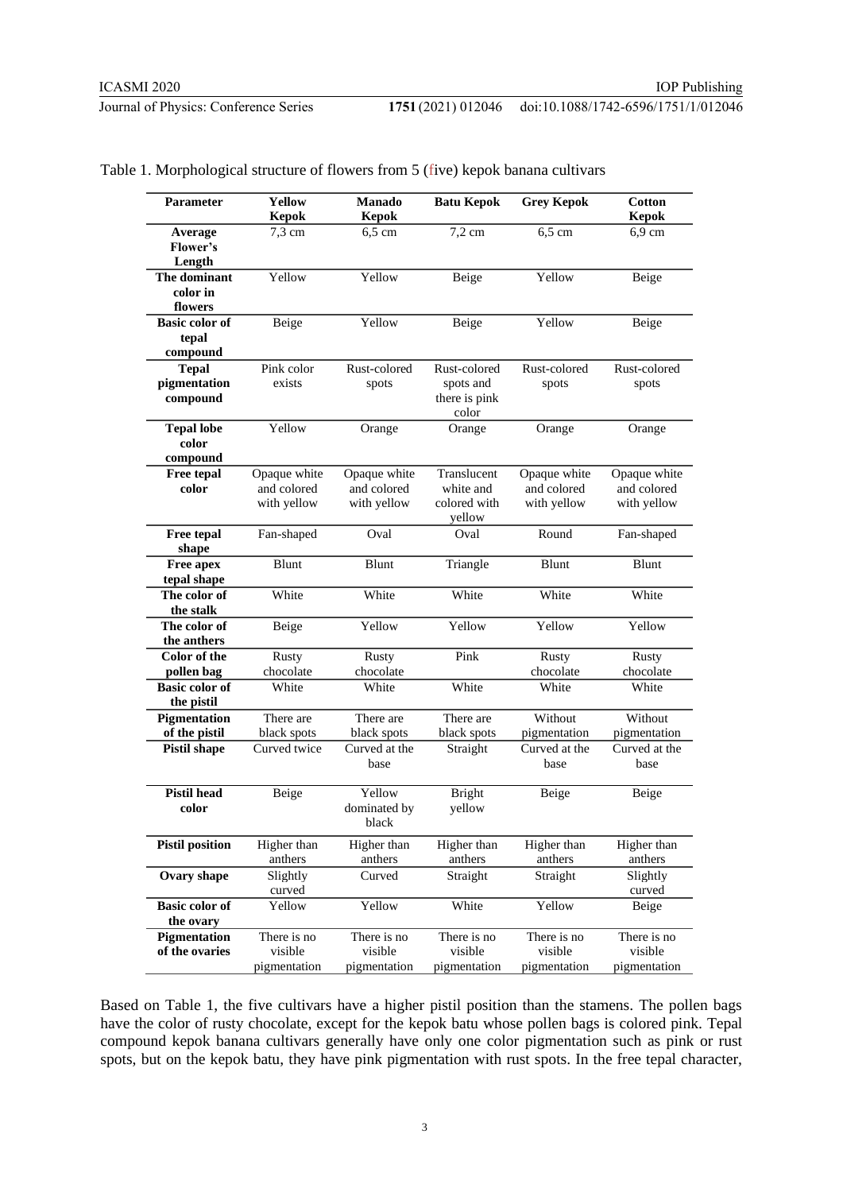Table 1. Morphological structure of flowers from 5 (five) kepok banana cultivars

| Parameter | Yellow Kepok | Manado Kepok | Batu Kepok | Grey Kepok | Cotton Kepok |
|---|---|---|---|---|---|
| Average Flower's Length | 7,3 cm | 6,5 cm | 7,2 cm | 6,5 cm | 6,9 cm |
| The dominant color in flowers | Yellow | Yellow | Beige | Yellow | Beige |
| Basic color of tepal compound | Beige | Yellow | Beige | Yellow | Beige |
| Tepal pigmentation compound | Pink color exists | Rust-colored spots | Rust-colored spots and there is pink color | Rust-colored spots | Rust-colored spots |
| Tepal lobe color compound | Yellow | Orange | Orange | Orange | Orange |
| Free tepal color | Opaque white and colored with yellow | Opaque white and colored with yellow | Translucent white and colored with yellow | Opaque white and colored with yellow | Opaque white and colored with yellow |
| Free tepal shape | Fan-shaped | Oval | Oval | Round | Fan-shaped |
| Free apex tepal shape | Blunt | Blunt | Triangle | Blunt | Blunt |
| The color of the stalk | White | White | White | White | White |
| The color of the anthers | Beige | Yellow | Yellow | Yellow | Yellow |
| Color of the pollen bag | Rusty chocolate | Rusty chocolate | Pink | Rusty chocolate | Rusty chocolate |
| Basic color of the pistil | White | White | White | White | White |
| Pigmentation of the pistil | There are black spots | There are black spots | There are black spots | Without pigmentation | Without pigmentation |
| Pistil shape | Curved twice | Curved at the base | Straight | Curved at the base | Curved at the base |
| Pistil head color | Beige | Yellow dominated by black | Bright yellow | Beige | Beige |
| Pistil position | Higher than anthers | Higher than anthers | Higher than anthers | Higher than anthers | Higher than anthers |
| Ovary shape | Slightly curved | Curved | Straight | Straight | Slightly curved |
| Basic color of the ovary | Yellow | Yellow | White | Yellow | Beige |
| Pigmentation of the ovaries | There is no visible pigmentation | There is no visible pigmentation | There is no visible pigmentation | There is no visible pigmentation | There is no visible pigmentation |

Based on Table 1, the five cultivars have a higher pistil position than the stamens. The pollen bags have the color of rusty chocolate, except for the kepok batu whose pollen bags is colored pink. Tepal compound kepok banana cultivars generally have only one color pigmentation such as pink or rust spots, but on the kepok batu, they have pink pigmentation with rust spots. In the free tepal character,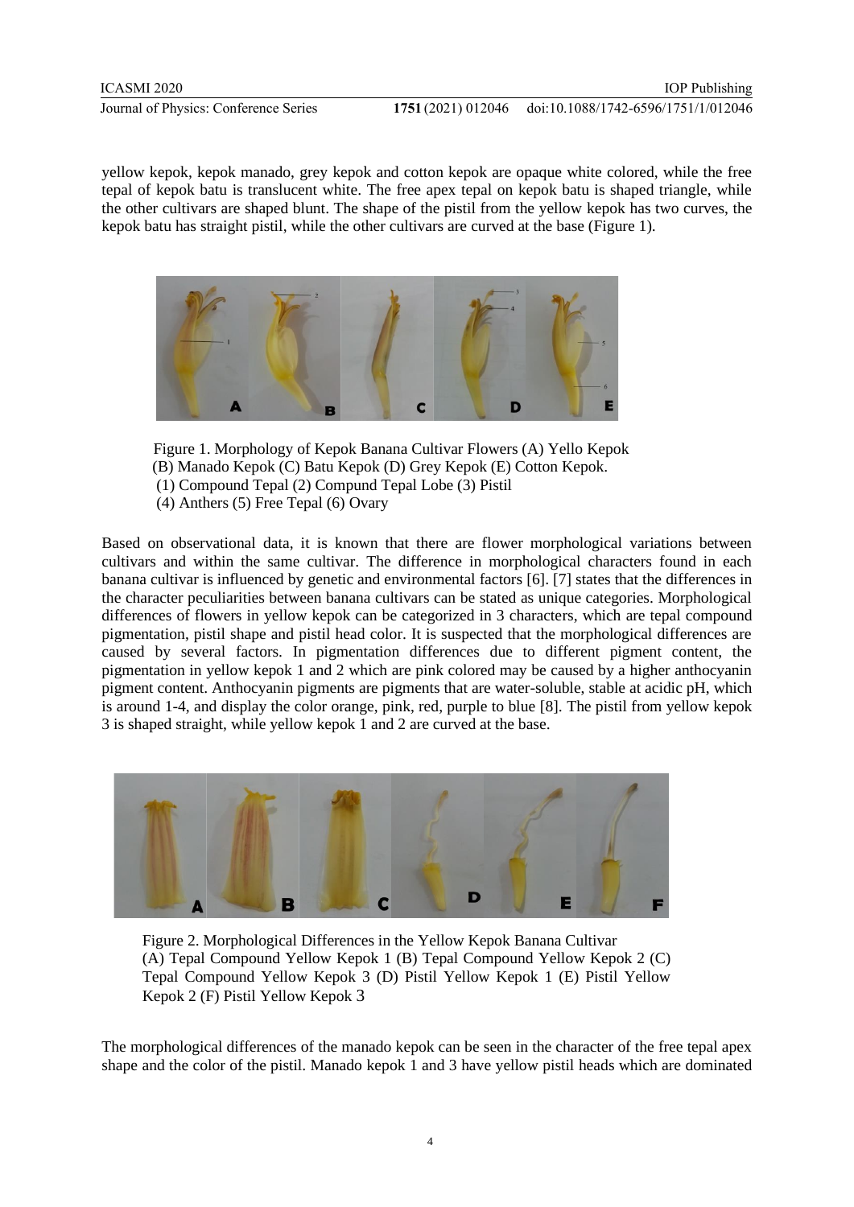yellow kepok, kepok manado, grey kepok and cotton kepok are opaque white colored, while the free tepal of kepok batu is translucent white. The free apex tepal on kepok batu is shaped triangle, while the other cultivars are shaped blunt. The shape of the pistil from the yellow kepok has two curves, the kepok batu has straight pistil, while the other cultivars are curved at the base (Figure 1).

Figure 1. Morphology of Kepok Banana Cultivar Flowers (A) Yello Kepok (B) Manado Kepok (C) Batu Kepok (D) Grey Kepok (E) Cotton Kepok. (1) Compound Tepal (2) Compund Tepal Lobe (3) Pistil (4) Anthers (5) Free Tepal (6) Ovary

Based on observational data, it is known that there are flower morphological variations between cultivars and within the same cultivar. The difference in morphological characters found in each banana cultivar is influenced by genetic and environmental factors [6]. [7] states that the differences in the character peculiarities between banana cultivars can be stated as unique categories. Morphological differences of flowers in yellow kepok can be categorized in 3 characters, which are tepal compound pigmentation, pistil shape and pistil head color. It is suspected that the morphological differences are caused by several factors. In pigmentation differences due to different pigment content, the pigmentation in yellow kepok 1 and 2 which are pink colored may be caused by a higher anthocyanin pigment content. Anthocyanin pigments are pigments that are water-soluble, stable at acidic pH, which is around 1-4, and display the color orange, pink, red, purple to blue [8]. The pistil from yellow kepok 3 is shaped straight, while yellow kepok 1 and 2 are curved at the base.

Figure 2. Morphological Differences in the Yellow Kepok Banana Cultivar (A) Tepal Compound Yellow Kepok 1 (B) Tepal Compound Yellow Kepok 2 (C) Tepal Compound Yellow Kepok 3 (D) Pistil Yellow Kepok 1 (E) Pistil Yellow Kepok 2 (F) Pistil Yellow Kepok 3

The morphological differences of the manado kepok can be seen in the character of the free tepal apex shape and the color of the pistil. Manado kepok 1 and 3 have yellow pistil heads which are dominated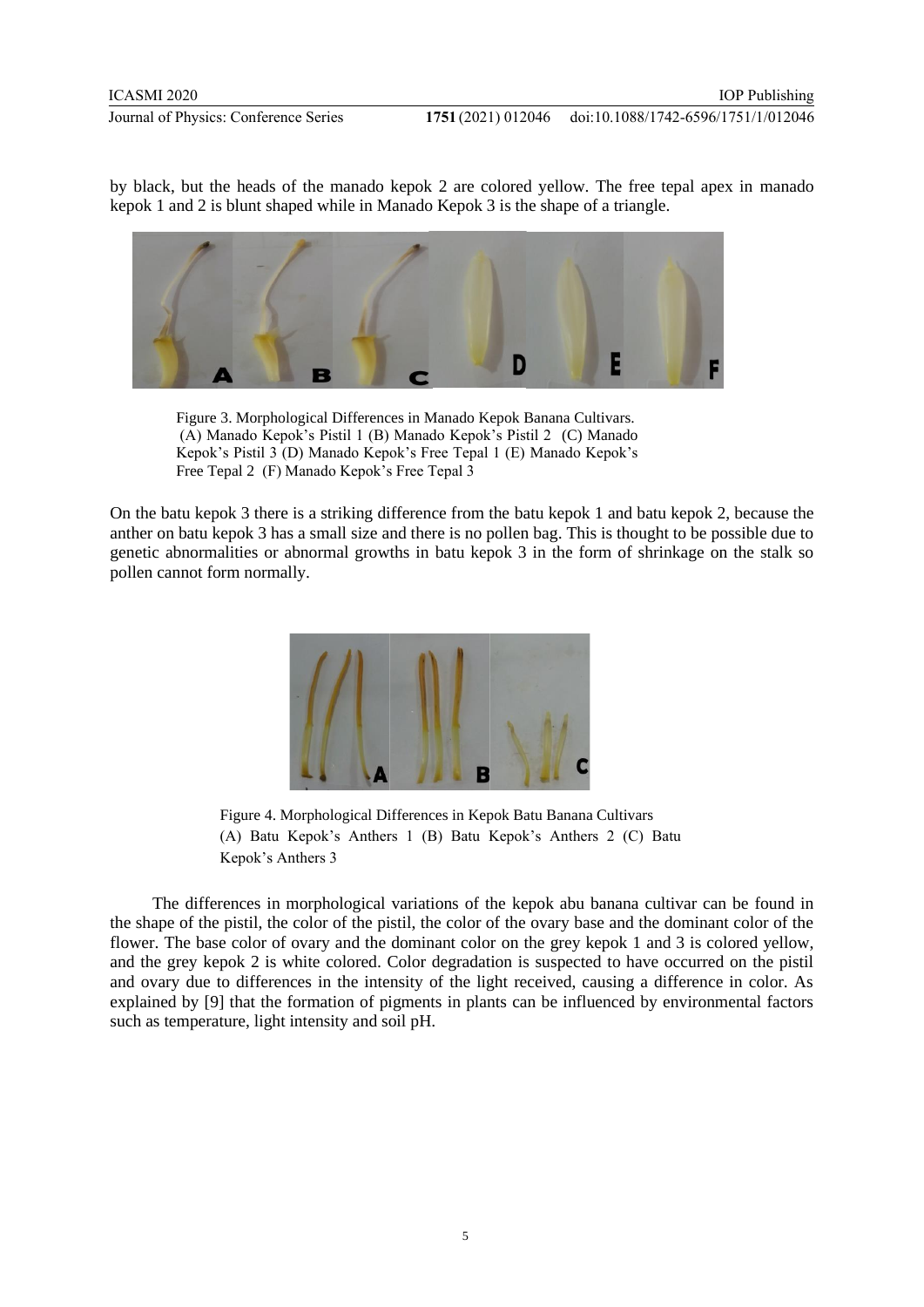by black, but the heads of the manado kepok 2 are colored yellow. The free tepal apex in manado kepok 1 and 2 is blunt shaped while in Manado Kepok 3 is the shape of a triangle.

Figure 3. Morphological Differences in Manado Kepok Banana Cultivars. (A) Manado Kepok's Pistil 1 (B) Manado Kepok's Pistil 2 (C) Manado Kepok's Pistil 3 (D) Manado Kepok's Free Tepal 1 (E) Manado Kepok's Free Tepal 2 (F) Manado Kepok's Free Tepal 3

On the batu kepok 3 there is a striking difference from the batu kepok 1 and batu kepok 2, because the anther on batu kepok 3 has a small size and there is no pollen bag. This is thought to be possible due to genetic abnormalities or abnormal growths in batu kepok 3 in the form of shrinkage on the stalk so pollen cannot form normally.

Figure 4. Morphological Differences in Kepok Batu Banana Cultivars (A) Batu Kepok's Anthers 1 (B) Batu Kepok's Anthers 2 (C) Batu Kepok's Anthers 3

The differences in morphological variations of the kepok abu banana cultivar can be found in the shape of the pistil, the color of the pistil, the color of the ovary base and the dominant color of the flower. The base color of ovary and the dominant color on the grey kepok 1 and 3 is colored yellow, and the grey kepok 2 is white colored. Color degradation is suspected to have occurred on the pistil and ovary due to differences in the intensity of the light received, causing a difference in color. As explained by [9] that the formation of pigments in plants can be influenced by environmental factors such as temperature, light intensity and soil pH.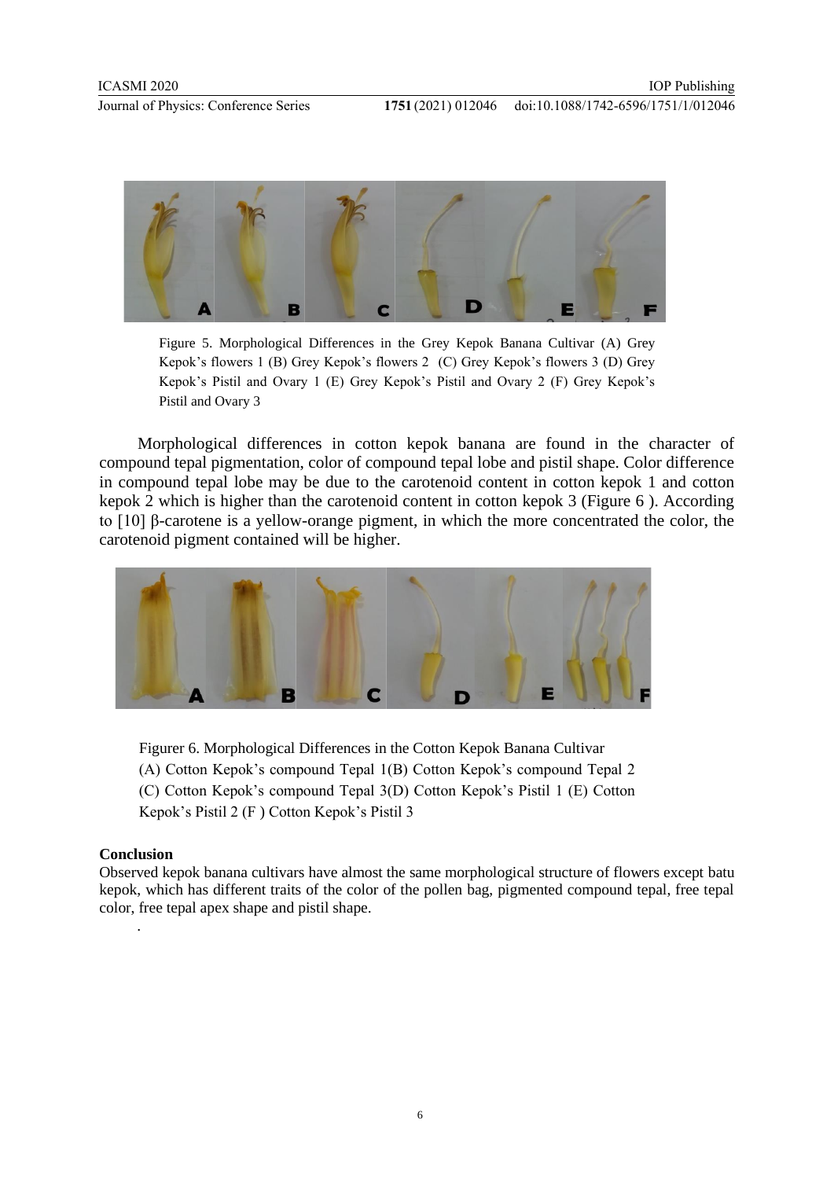Figure 5. Morphological Differences in the Grey Kepok Banana Cultivar (A) Grey Kepok's flowers 1 (B) Grey Kepok's flowers 2 (C) Grey Kepok's flowers 3 (D) Grey Kepok's Pistil and Ovary 1 (E) Grey Kepok's Pistil and Ovary 2 (F) Grey Kepok's Pistil and Ovary 3

Morphological differences in cotton kepok banana are found in the character of compound tepal pigmentation, color of compound tepal lobe and pistil shape. Color difference in compound tepal lobe may be due to the carotenoid content in cotton kepok 1 and cotton kepok 2 which is higher than the carotenoid content in cotton kepok 3 (Figure 6 ). According to [10] β-carotene is a yellow-orange pigment, in which the more concentrated the color, the carotenoid pigment contained will be higher.

Figurer 6. Morphological Differences in the Cotton Kepok Banana Cultivar (A) Cotton Kepok's compound Tepal 1(B) Cotton Kepok's compound Tepal 2 (C) Cotton Kepok's compound Tepal 3(D) Cotton Kepok's Pistil 1 (E) Cotton Kepok's Pistil 2 (F ) Cotton Kepok's Pistil 3

## Conclusion

Observed kepok banana cultivars have almost the same morphological structure of flowers except batu kepok, which has different traits of the color of the pollen bag, pigmented compound tepal, free tepal color, free tepal apex shape and pistil shape.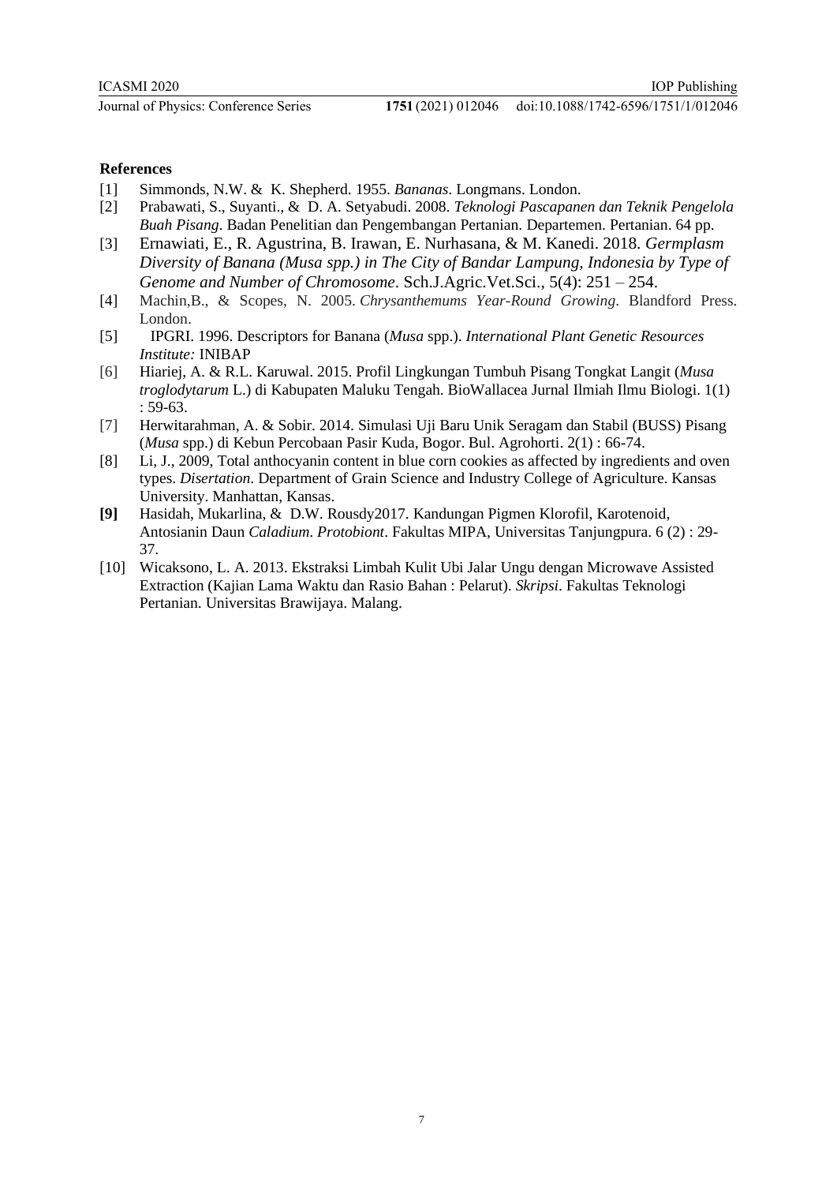**References**

[1] Simmonds, N.W. & K. Shepherd. 1955. *Bananas*. Longmans. London.

[2] Prabawati, S., Suyanti., & D. A. Setyabudi. 2008. *Teknologi Pascapanen dan Teknik Pengelola Buah Pisang*. Badan Penelitian dan Pengembangan Pertanian. Departemen. Pertanian. 64 pp.

[3] Ernawiati, E., R. Agustrina, B. Irawan, E. Nurhasana, & M. Kanedi. 2018. *Germplasm Diversity of Banana (Musa spp.) in The City of Bandar Lampung, Indonesia by Type of Genome and Number of Chromosome*. Sch.J.Agric.Vet.Sci., 5(4): 251 – 254.

[4] Machin,B., & Scopes, N. 2005. *Chrysanthemums Year-Round Growing*. Blandford Press. London.

[5] IPGRI. 1996. Descriptors for Banana (*Musa* spp.). *International Plant Genetic Resources Institute:* INIBAP

[6] Hiariej, A. & R.L. Karuwal. 2015. Profil Lingkungan Tumbuh Pisang Tongkat Langit (*Musa troglodytarum* L.) di Kabupaten Maluku Tengah. BioWallacea Jurnal Ilmiah Ilmu Biologi. 1(1) : 59-63.

[7] Herwitarahman, A. & Sobir. 2014. Simulasi Uji Baru Unik Seragam dan Stabil (BUSS) Pisang (*Musa* spp.) di Kebun Percobaan Pasir Kuda, Bogor. Bul. Agrohorti. 2(1) : 66-74.

[8] Li, J., 2009, Total anthocyanin content in blue corn cookies as affected by ingredients and oven types. *Disertation*. Department of Grain Science and Industry College of Agriculture. Kansas University. Manhattan, Kansas.

**[9]** Hasidah, Mukarlina, & D.W. Rousdy2017. Kandungan Pigmen Klorofil, Karotenoid, Antosianin Daun *Caladium*. *Protobiont*. Fakultas MIPA, Universitas Tanjungpura. 6 (2) : 29-37.

[10] Wicaksono, L. A. 2013. Ekstraksi Limbah Kulit Ubi Jalar Ungu dengan Microwave Assisted Extraction (Kajian Lama Waktu dan Rasio Bahan : Pelarut). *Skripsi*. Fakultas Teknologi Pertanian. Universitas Brawijaya. Malang.